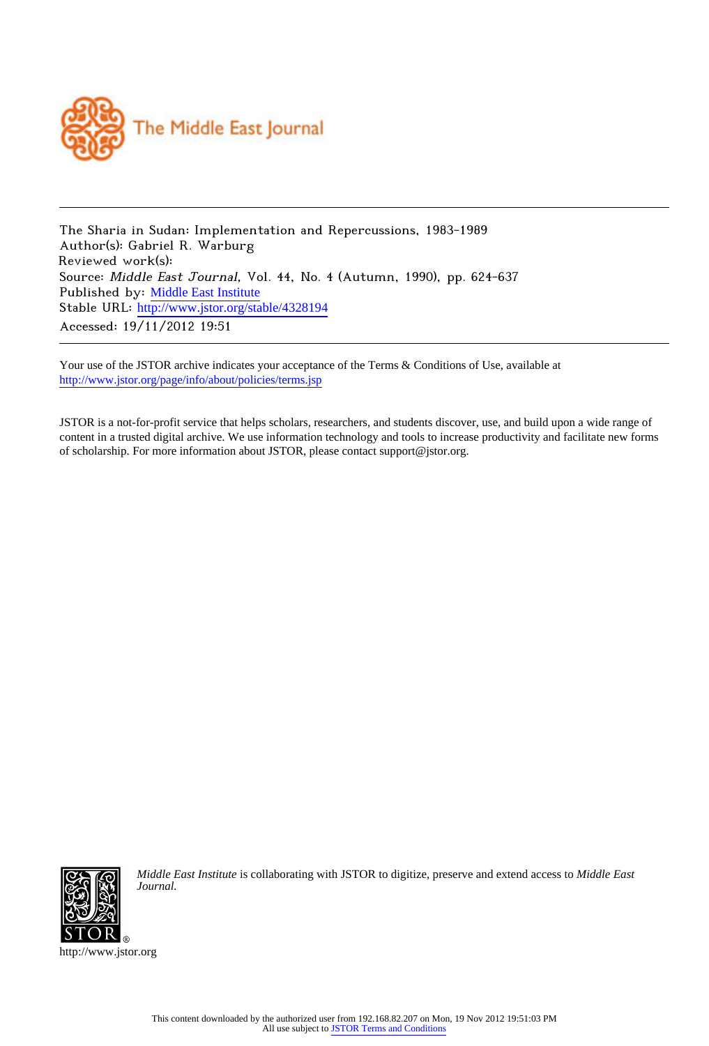The Middle East Journal

The Sharia in Sudan: Implementation and Repercussions, 1983-1989
Author(s): Gabriel R. Warburg
Reviewed work(s):
Source: *Middle East Journal*, Vol. 44, No. 4 (Autumn, 1990), pp. 624-637
Published by: Middle East Institute
Stable URL: http://www.jstor.org/stable/4328194
Accessed: 19/11/2012 19:51

Your use of the JSTOR archive indicates your acceptance of the Terms & Conditions of Use, available at
http://www.jstor.org/page/info/about/policies/terms.jsp

JSTOR is a not-for-profit service that helps scholars, researchers, and students discover, use, and build upon a wide range of content in a trusted digital archive. We use information technology and tools to increase productivity and facilitate new forms of scholarship. For more information about JSTOR, please contact support@jstor.org.

*Middle East Institute* is collaborating with JSTOR to digitize, preserve and extend access to *Middle East Journal.*

http://www.jstor.org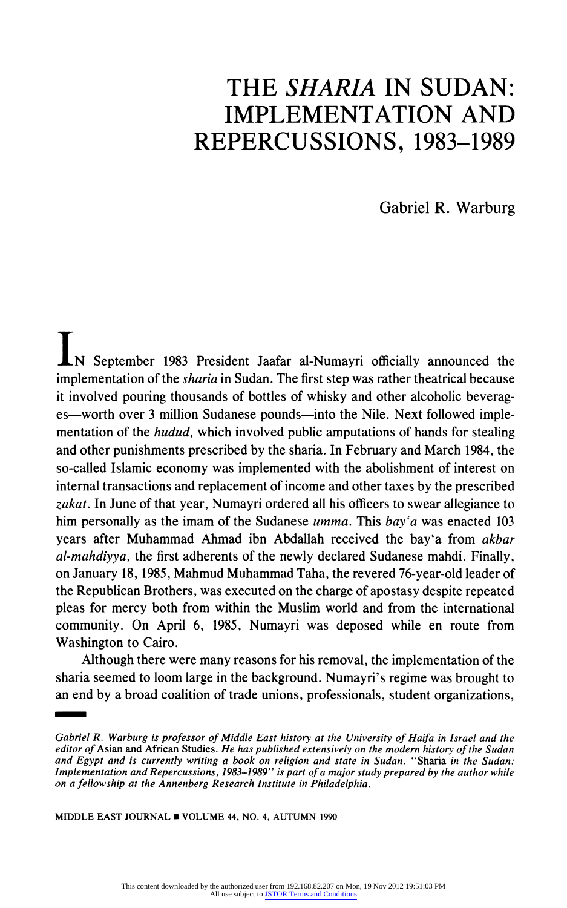# THE *SHARIA* IN SUDAN: IMPLEMENTATION AND REPERCUSSIONS, 1983–1989

Gabriel R. Warburg

In September 1983 President Jaafar al-Numayri officially announced the implementation of the *sharia* in Sudan. The first step was rather theatrical because it involved pouring thousands of bottles of whisky and other alcoholic beverages—worth over 3 million Sudanese pounds—into the Nile. Next followed implementation of the *hudud,* which involved public amputations of hands for stealing and other punishments prescribed by the sharia. In February and March 1984, the so-called Islamic economy was implemented with the abolishment of interest on internal transactions and replacement of income and other taxes by the prescribed *zakat*. In June of that year, Numayri ordered all his officers to swear allegiance to him personally as the imam of the Sudanese *umma*. This *bay'a* was enacted 103 years after Muhammad Ahmad ibn Abdallah received the bay'a from *akbar al-mahdiyya,* the first adherents of the newly declared Sudanese mahdi. Finally, on January 18, 1985, Mahmud Muhammad Taha, the revered 76-year-old leader of the Republican Brothers, was executed on the charge of apostasy despite repeated pleas for mercy both from within the Muslim world and from the international community. On April 6, 1985, Numayri was deposed while en route from Washington to Cairo.

Although there were many reasons for his removal, the implementation of the sharia seemed to loom large in the background. Numayri's regime was brought to an end by a broad coalition of trade unions, professionals, student organizations,

*Gabriel R. Warburg is professor of Middle East history at the University of Haifa in Israel and the editor of* Asian and African Studies. *He has published extensively on the modern history of the Sudan and Egypt and is currently writing a book on religion and state in Sudan. "*Sharia *in the Sudan: Implementation and Repercussions, 1983–1989" is part of a major study prepared by the author while on a fellowship at the Annenberg Research Institute in Philadelphia.*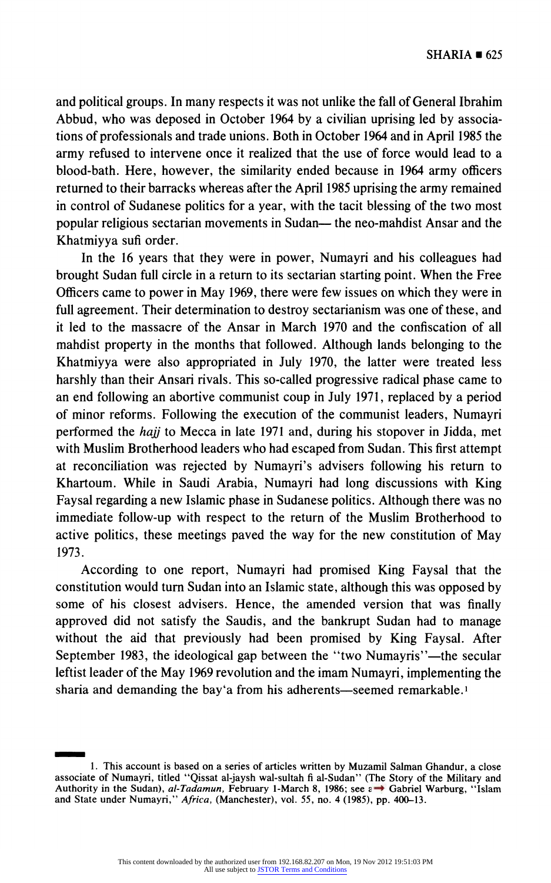and political groups. In many respects it was not unlike the fall of General Ibrahim Abbud, who was deposed in October 1964 by a civilian uprising led by associations of professionals and trade unions. Both in October 1964 and in April 1985 the army refused to intervene once it realized that the use of force would lead to a blood-bath. Here, however, the similarity ended because in 1964 army officers returned to their barracks whereas after the April 1985 uprising the army remained in control of Sudanese politics for a year, with the tacit blessing of the two most popular religious sectarian movements in Sudan— the neo-mahdist Ansar and the Khatmiyya sufi order.

In the 16 years that they were in power, Numayri and his colleagues had brought Sudan full circle in a return to its sectarian starting point. When the Free Officers came to power in May 1969, there were few issues on which they were in full agreement. Their determination to destroy sectarianism was one of these, and it led to the massacre of the Ansar in March 1970 and the confiscation of all mahdist property in the months that followed. Although lands belonging to the Khatmiyya were also appropriated in July 1970, the latter were treated less harshly than their Ansari rivals. This so-called progressive radical phase came to an end following an abortive communist coup in July 1971, replaced by a period of minor reforms. Following the execution of the communist leaders, Numayri performed the *hajj* to Mecca in late 1971 and, during his stopover in Jidda, met with Muslim Brotherhood leaders who had escaped from Sudan. This first attempt at reconciliation was rejected by Numayri's advisers following his return to Khartoum. While in Saudi Arabia, Numayri had long discussions with King Faysal regarding a new Islamic phase in Sudanese politics. Although there was no immediate follow-up with respect to the return of the Muslim Brotherhood to active politics, these meetings paved the way for the new constitution of May 1973.

According to one report, Numayri had promised King Faysal that the constitution would turn Sudan into an Islamic state, although this was opposed by some of his closest advisers. Hence, the amended version that was finally approved did not satisfy the Saudis, and the bankrupt Sudan had to manage without the aid that previously had been promised by King Faysal. After September 1983, the ideological gap between the "two Numayris"—the secular leftist leader of the May 1969 revolution and the imam Numayri, implementing the sharia and demanding the bay'a from his adherents—seemed remarkable.[1]

---

1. This account is based on a series of articles written by Muzamil Salman Ghandur, a close associate of Numayri, titled "Qissat al-jaysh wal-sultah fi al-Sudan" (The Story of the Military and Authority in the Sudan), *al-Tadamun*, February 1-March 8, 1986; see also Gabriel Warburg, "Islam and State under Numayri," *Africa*, (Manchester), vol. 55, no. 4 (1985), pp. 400–13.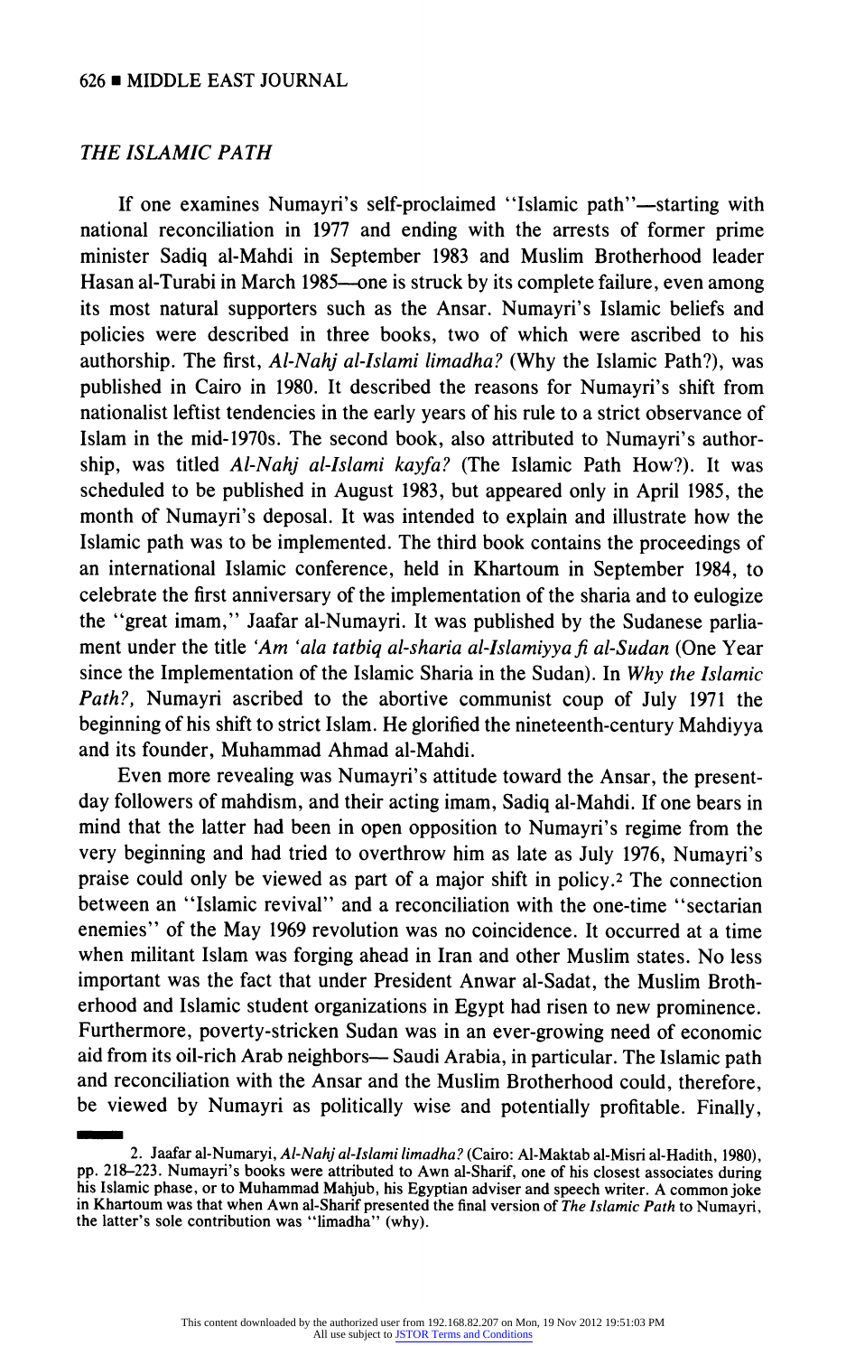## *THE ISLAMIC PATH*

If one examines Numayri's self-proclaimed "Islamic path"—starting with national reconciliation in 1977 and ending with the arrests of former prime minister Sadiq al-Mahdi in September 1983 and Muslim Brotherhood leader Hasan al-Turabi in March 1985—one is struck by its complete failure, even among its most natural supporters such as the Ansar. Numayri's Islamic beliefs and policies were described in three books, two of which were ascribed to his authorship. The first, *Al-Nahj al-Islami limadha?* (Why the Islamic Path?), was published in Cairo in 1980. It described the reasons for Numayri's shift from nationalist leftist tendencies in the early years of his rule to a strict observance of Islam in the mid-1970s. The second book, also attributed to Numayri's authorship, was titled *Al-Nahj al-Islami kayfa?* (The Islamic Path How?). It was scheduled to be published in August 1983, but appeared only in April 1985, the month of Numayri's deposal. It was intended to explain and illustrate how the Islamic path was to be implemented. The third book contains the proceedings of an international Islamic conference, held in Khartoum in September 1984, to celebrate the first anniversary of the implementation of the sharia and to eulogize the "great imam," Jaafar al-Numayri. It was published by the Sudanese parliament under the title *'Am 'ala tatbiq al-sharia al-Islamiyya fi al-Sudan* (One Year since the Implementation of the Islamic Sharia in the Sudan). In *Why the Islamic Path?,* Numayri ascribed to the abortive communist coup of July 1971 the beginning of his shift to strict Islam. He glorified the nineteenth-century Mahdiyya and its founder, Muhammad Ahmad al-Mahdi.

Even more revealing was Numayri's attitude toward the Ansar, the present-day followers of mahdism, and their acting imam, Sadiq al-Mahdi. If one bears in mind that the latter had been in open opposition to Numayri's regime from the very beginning and had tried to overthrow him as late as July 1976, Numayri's praise could only be viewed as part of a major shift in policy.[2] The connection between an "Islamic revival" and a reconciliation with the one-time "sectarian enemies" of the May 1969 revolution was no coincidence. It occurred at a time when militant Islam was forging ahead in Iran and other Muslim states. No less important was the fact that under President Anwar al-Sadat, the Muslim Brotherhood and Islamic student organizations in Egypt had risen to new prominence. Furthermore, poverty-stricken Sudan was in an ever-growing need of economic aid from its oil-rich Arab neighbors— Saudi Arabia, in particular. The Islamic path and reconciliation with the Ansar and the Muslim Brotherhood could, therefore, be viewed by Numayri as politically wise and potentially profitable. Finally,

---

2. Jaafar al-Numaryi, *Al-Nahj al-Islami limadha?* (Cairo: Al-Maktab al-Misri al-Hadith, 1980), pp. 218–223. Numayri's books were attributed to Awn al-Sharif, one of his closest associates during his Islamic phase, or to Muhammad Mahjub, his Egyptian adviser and speech writer. A common joke in Khartoum was that when Awn al-Sharif presented the final version of *The Islamic Path* to Numayri, the latter's sole contribution was "limadha" (why).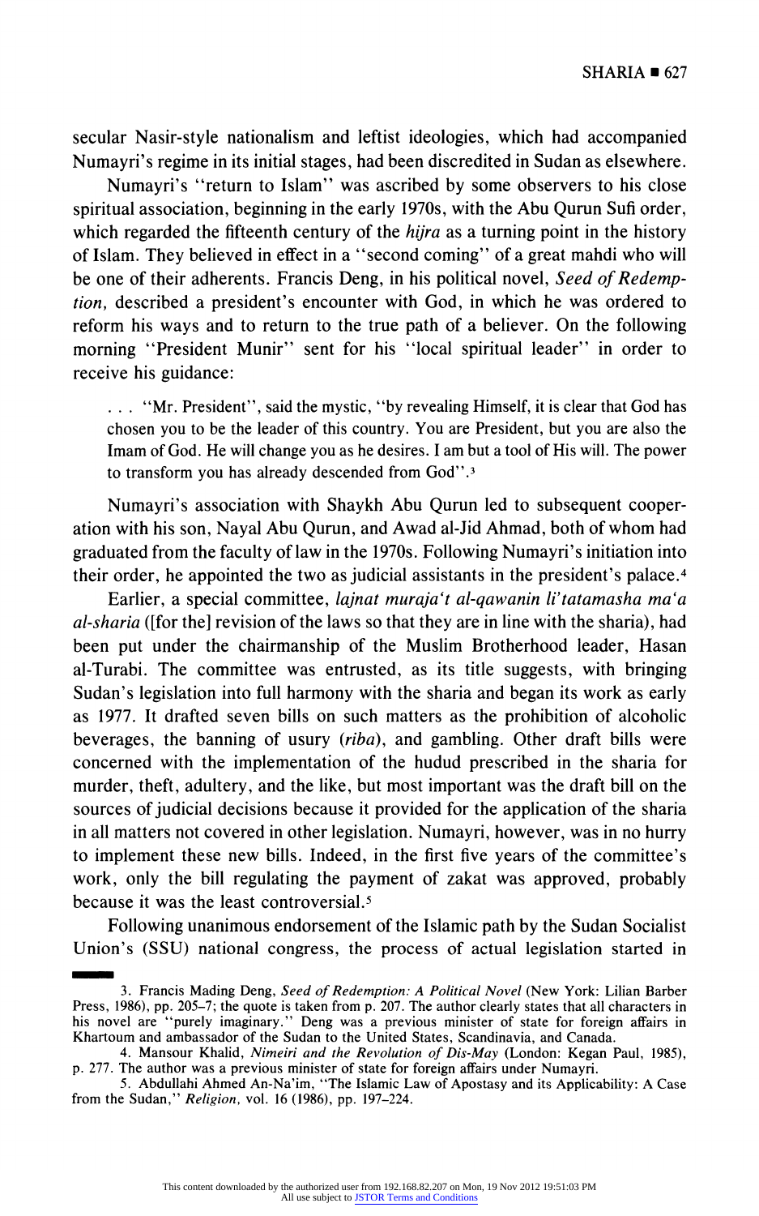secular Nasir-style nationalism and leftist ideologies, which had accompanied Numayri's regime in its initial stages, had been discredited in Sudan as elsewhere.

Numayri's "return to Islam" was ascribed by some observers to his close spiritual association, beginning in the early 1970s, with the Abu Qurun Sufi order, which regarded the fifteenth century of the *hijra* as a turning point in the history of Islam. They believed in effect in a "second coming" of a great mahdi who will be one of their adherents. Francis Deng, in his political novel, *Seed of Redemption,* described a president's encounter with God, in which he was ordered to reform his ways and to return to the true path of a believer. On the following morning "President Munir" sent for his "local spiritual leader" in order to receive his guidance:

> . . . "Mr. President", said the mystic, "by revealing Himself, it is clear that God has chosen you to be the leader of this country. You are President, but you are also the Imam of God. He will change you as he desires. I am but a tool of His will. The power to transform you has already descended from God".[3]

Numayri's association with Shaykh Abu Qurun led to subsequent cooperation with his son, Nayal Abu Qurun, and Awad al-Jid Ahmad, both of whom had graduated from the faculty of law in the 1970s. Following Numayri's initiation into their order, he appointed the two as judicial assistants in the president's palace.[4]

Earlier, a special committee, *lajnat muraja't al-qawanin li'tatamasha ma'a al-sharia* ([for the] revision of the laws so that they are in line with the sharia), had been put under the chairmanship of the Muslim Brotherhood leader, Hasan al-Turabi. The committee was entrusted, as its title suggests, with bringing Sudan's legislation into full harmony with the sharia and began its work as early as 1977. It drafted seven bills on such matters as the prohibition of alcoholic beverages, the banning of usury (*riba*), and gambling. Other draft bills were concerned with the implementation of the hudud prescribed in the sharia for murder, theft, adultery, and the like, but most important was the draft bill on the sources of judicial decisions because it provided for the application of the sharia in all matters not covered in other legislation. Numayri, however, was in no hurry to implement these new bills. Indeed, in the first five years of the committee's work, only the bill regulating the payment of zakat was approved, probably because it was the least controversial.[5]

Following unanimous endorsement of the Islamic path by the Sudan Socialist Union's (SSU) national congress, the process of actual legislation started in

---

3. Francis Mading Deng, *Seed of Redemption: A Political Novel* (New York: Lilian Barber Press, 1986), pp. 205–7; the quote is taken from p. 207. The author clearly states that all characters in his novel are "purely imaginary." Deng was a previous minister of state for foreign affairs in Khartoum and ambassador of the Sudan to the United States, Scandinavia, and Canada.

4. Mansour Khalid, *Nimeiri and the Revolution of Dis-May* (London: Kegan Paul, 1985), p. 277. The author was a previous minister of state for foreign affairs under Numayri.

5. Abdullahi Ahmed An-Na'im, "The Islamic Law of Apostasy and its Applicability: A Case from the Sudan," *Religion,* vol. 16 (1986), pp. 197–224.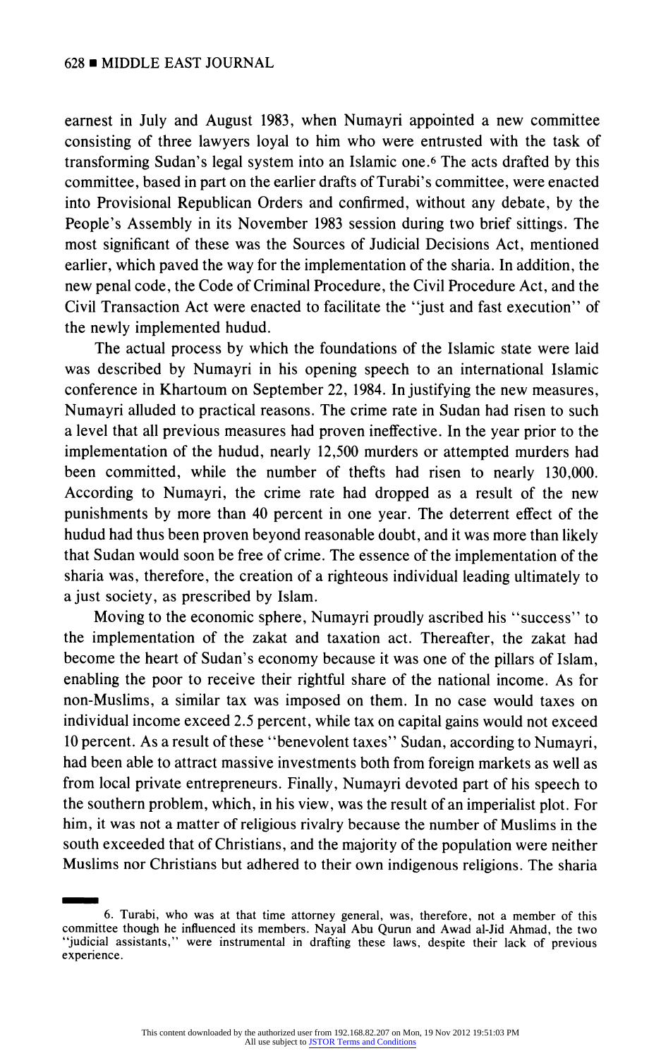earnest in July and August 1983, when Numayri appointed a new committee consisting of three lawyers loyal to him who were entrusted with the task of transforming Sudan's legal system into an Islamic one.[6] The acts drafted by this committee, based in part on the earlier drafts of Turabi's committee, were enacted into Provisional Republican Orders and confirmed, without any debate, by the People's Assembly in its November 1983 session during two brief sittings. The most significant of these was the Sources of Judicial Decisions Act, mentioned earlier, which paved the way for the implementation of the sharia. In addition, the new penal code, the Code of Criminal Procedure, the Civil Procedure Act, and the Civil Transaction Act were enacted to facilitate the "just and fast execution" of the newly implemented hudud.

The actual process by which the foundations of the Islamic state were laid was described by Numayri in his opening speech to an international Islamic conference in Khartoum on September 22, 1984. In justifying the new measures, Numayri alluded to practical reasons. The crime rate in Sudan had risen to such a level that all previous measures had proven ineffective. In the year prior to the implementation of the hudud, nearly 12,500 murders or attempted murders had been committed, while the number of thefts had risen to nearly 130,000. According to Numayri, the crime rate had dropped as a result of the new punishments by more than 40 percent in one year. The deterrent effect of the hudud had thus been proven beyond reasonable doubt, and it was more than likely that Sudan would soon be free of crime. The essence of the implementation of the sharia was, therefore, the creation of a righteous individual leading ultimately to a just society, as prescribed by Islam.

Moving to the economic sphere, Numayri proudly ascribed his "success" to the implementation of the zakat and taxation act. Thereafter, the zakat had become the heart of Sudan's economy because it was one of the pillars of Islam, enabling the poor to receive their rightful share of the national income. As for non-Muslims, a similar tax was imposed on them. In no case would taxes on individual income exceed 2.5 percent, while tax on capital gains would not exceed 10 percent. As a result of these "benevolent taxes" Sudan, according to Numayri, had been able to attract massive investments both from foreign markets as well as from local private entrepreneurs. Finally, Numayri devoted part of his speech to the southern problem, which, in his view, was the result of an imperialist plot. For him, it was not a matter of religious rivalry because the number of Muslims in the south exceeded that of Christians, and the majority of the population were neither Muslims nor Christians but adhered to their own indigenous religions. The sharia

6. Turabi, who was at that time attorney general, was, therefore, not a member of this committee though he influenced its members. Nayal Abu Qurun and Awad al-Jid Ahmad, the two "judicial assistants," were instrumental in drafting these laws, despite their lack of previous experience.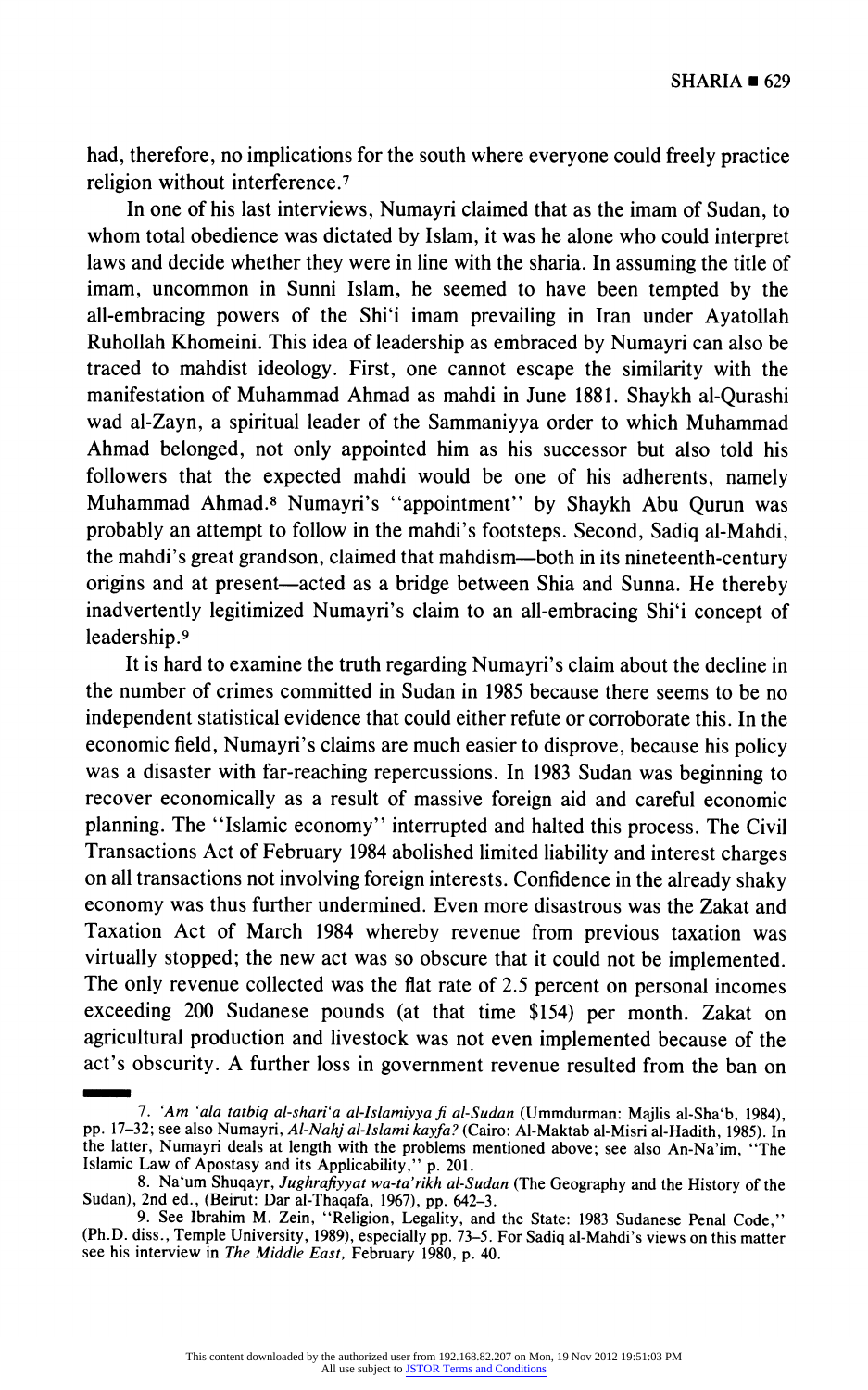had, therefore, no implications for the south where everyone could freely practice religion without interference.[7]

In one of his last interviews, Numayri claimed that as the imam of Sudan, to whom total obedience was dictated by Islam, it was he alone who could interpret laws and decide whether they were in line with the sharia. In assuming the title of imam, uncommon in Sunni Islam, he seemed to have been tempted by the all-embracing powers of the Shi'i imam prevailing in Iran under Ayatollah Ruhollah Khomeini. This idea of leadership as embraced by Numayri can also be traced to mahdist ideology. First, one cannot escape the similarity with the manifestation of Muhammad Ahmad as mahdi in June 1881. Shaykh al-Qurashi wad al-Zayn, a spiritual leader of the Sammaniyya order to which Muhammad Ahmad belonged, not only appointed him as his successor but also told his followers that the expected mahdi would be one of his adherents, namely Muhammad Ahmad.[8] Numayri's "appointment" by Shaykh Abu Qurun was probably an attempt to follow in the mahdi's footsteps. Second, Sadiq al-Mahdi, the mahdi's great grandson, claimed that mahdism—both in its nineteenth-century origins and at present—acted as a bridge between Shia and Sunna. He thereby inadvertently legitimized Numayri's claim to an all-embracing Shi'i concept of leadership.[9]

It is hard to examine the truth regarding Numayri's claim about the decline in the number of crimes committed in Sudan in 1985 because there seems to be no independent statistical evidence that could either refute or corroborate this. In the economic field, Numayri's claims are much easier to disprove, because his policy was a disaster with far-reaching repercussions. In 1983 Sudan was beginning to recover economically as a result of massive foreign aid and careful economic planning. The "Islamic economy" interrupted and halted this process. The Civil Transactions Act of February 1984 abolished limited liability and interest charges on all transactions not involving foreign interests. Confidence in the already shaky economy was thus further undermined. Even more disastrous was the Zakat and Taxation Act of March 1984 whereby revenue from previous taxation was virtually stopped; the new act was so obscure that it could not be implemented. The only revenue collected was the flat rate of 2.5 percent on personal incomes exceeding 200 Sudanese pounds (at that time $154) per month. Zakat on agricultural production and livestock was not even implemented because of the act's obscurity. A further loss in government revenue resulted from the ban on

---

7. *'Am 'ala tatbiq al-shari'a al-Islamiyya fi al-Sudan* (Ummdurman: Majlis al-Sha'b, 1984), pp. 17–32; see also Numayri, *Al-Nahj al-Islami kayfa?* (Cairo: Al-Maktab al-Misri al-Hadith, 1985). In the latter, Numayri deals at length with the problems mentioned above; see also An-Na'im, "The Islamic Law of Apostasy and its Applicability," p. 201.

8. Na'um Shuqayr, *Jughrafiyyat wa-ta'rikh al-Sudan* (The Geography and the History of the Sudan), 2nd ed., (Beirut: Dar al-Thaqafa, 1967), pp. 642–3.

9. See Ibrahim M. Zein, "Religion, Legality, and the State: 1983 Sudanese Penal Code," (Ph.D. diss., Temple University, 1989), especially pp. 73–5. For Sadiq al-Mahdi's views on this matter see his interview in *The Middle East*, February 1980, p. 40.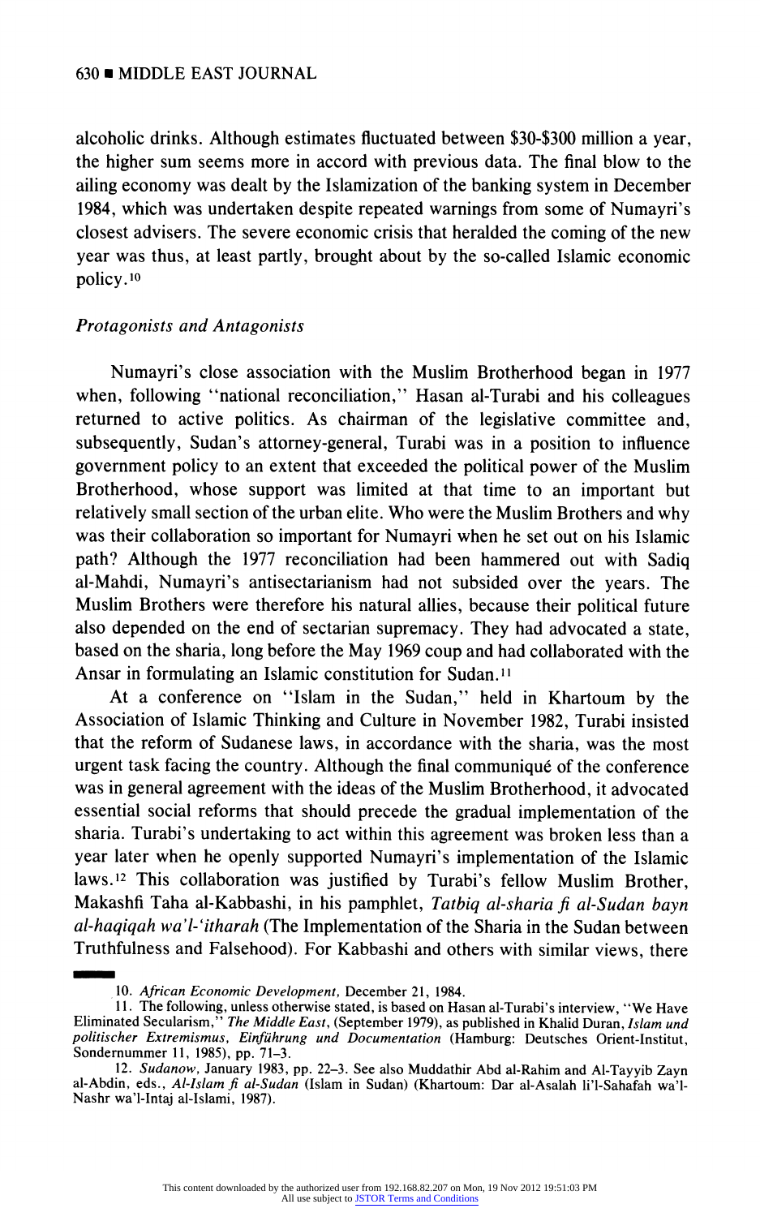alcoholic drinks. Although estimates fluctuated between $30-$300 million a year, the higher sum seems more in accord with previous data. The final blow to the ailing economy was dealt by the Islamization of the banking system in December 1984, which was undertaken despite repeated warnings from some of Numayri's closest advisers. The severe economic crisis that heralded the coming of the new year was thus, at least partly, brought about by the so-called Islamic economic policy.[10]

### *Protagonists and Antagonists*

Numayri's close association with the Muslim Brotherhood began in 1977 when, following "national reconciliation," Hasan al-Turabi and his colleagues returned to active politics. As chairman of the legislative committee and, subsequently, Sudan's attorney-general, Turabi was in a position to influence government policy to an extent that exceeded the political power of the Muslim Brotherhood, whose support was limited at that time to an important but relatively small section of the urban elite. Who were the Muslim Brothers and why was their collaboration so important for Numayri when he set out on his Islamic path? Although the 1977 reconciliation had been hammered out with Sadiq al-Mahdi, Numayri's antisectarianism had not subsided over the years. The Muslim Brothers were therefore his natural allies, because their political future also depended on the end of sectarian supremacy. They had advocated a state, based on the sharia, long before the May 1969 coup and had collaborated with the Ansar in formulating an Islamic constitution for Sudan.[11]

At a conference on "Islam in the Sudan," held in Khartoum by the Association of Islamic Thinking and Culture in November 1982, Turabi insisted that the reform of Sudanese laws, in accordance with the sharia, was the most urgent task facing the country. Although the final communiqué of the conference was in general agreement with the ideas of the Muslim Brotherhood, it advocated essential social reforms that should precede the gradual implementation of the sharia. Turabi's undertaking to act within this agreement was broken less than a year later when he openly supported Numayri's implementation of the Islamic laws.[12] This collaboration was justified by Turabi's fellow Muslim Brother, Makashfi Taha al-Kabbashi, in his pamphlet, *Tatbiq al-sharia fi al-Sudan bayn al-haqiqah wa'l-'itharah* (The Implementation of the Sharia in the Sudan between Truthfulness and Falsehood). For Kabbashi and others with similar views, there

---

10. *African Economic Development*, December 21, 1984.

11. The following, unless otherwise stated, is based on Hasan al-Turabi's interview, "We Have Eliminated Secularism," *The Middle East*, (September 1979), as published in Khalid Duran, *Islam und politischer Extremismus, Einführung und Documentation* (Hamburg: Deutsches Orient-Institut, Sondernummer 11, 1985), pp. 71–3.

12. *Sudanow*, January 1983, pp. 22–3. See also Muddathir Abd al-Rahim and Al-Tayyib Zayn al-Abdin, eds., *Al-Islam fi al-Sudan* (Islam in Sudan) (Khartoum: Dar al-Asalah li'l-Sahafah wa'l-Nashr wa'l-Intaj al-Islami, 1987).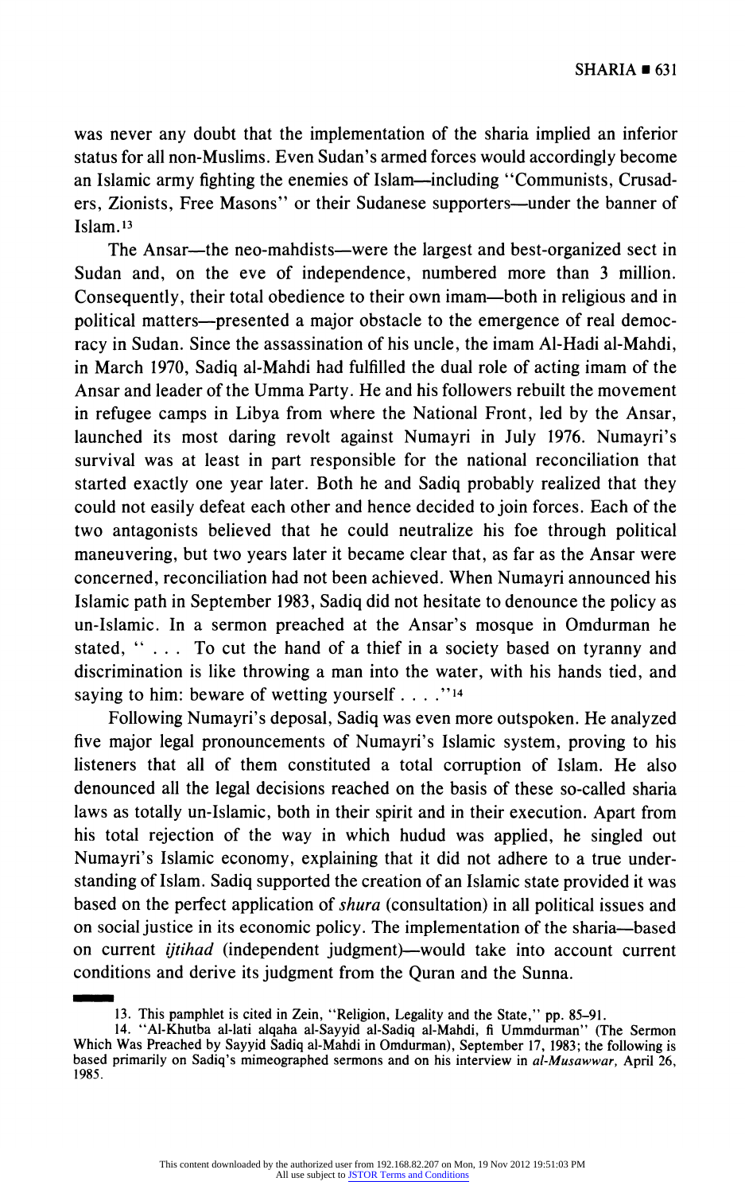was never any doubt that the implementation of the sharia implied an inferior status for all non-Muslims. Even Sudan's armed forces would accordingly become an Islamic army fighting the enemies of Islam—including "Communists, Crusaders, Zionists, Free Masons" or their Sudanese supporters—under the banner of Islam.[13]

The Ansar—the neo-mahdists—were the largest and best-organized sect in Sudan and, on the eve of independence, numbered more than 3 million. Consequently, their total obedience to their own imam—both in religious and in political matters—presented a major obstacle to the emergence of real democracy in Sudan. Since the assassination of his uncle, the imam Al-Hadi al-Mahdi, in March 1970, Sadiq al-Mahdi had fulfilled the dual role of acting imam of the Ansar and leader of the Umma Party. He and his followers rebuilt the movement in refugee camps in Libya from where the National Front, led by the Ansar, launched its most daring revolt against Numayri in July 1976. Numayri's survival was at least in part responsible for the national reconciliation that started exactly one year later. Both he and Sadiq probably realized that they could not easily defeat each other and hence decided to join forces. Each of the two antagonists believed that he could neutralize his foe through political maneuvering, but two years later it became clear that, as far as the Ansar were concerned, reconciliation had not been achieved. When Numayri announced his Islamic path in September 1983, Sadiq did not hesitate to denounce the policy as un-Islamic. In a sermon preached at the Ansar's mosque in Omdurman he stated, " . . . To cut the hand of a thief in a society based on tyranny and discrimination is like throwing a man into the water, with his hands tied, and saying to him: beware of wetting yourself . . . ."[14]

Following Numayri's deposal, Sadiq was even more outspoken. He analyzed five major legal pronouncements of Numayri's Islamic system, proving to his listeners that all of them constituted a total corruption of Islam. He also denounced all the legal decisions reached on the basis of these so-called sharia laws as totally un-Islamic, both in their spirit and in their execution. Apart from his total rejection of the way in which hudud was applied, he singled out Numayri's Islamic economy, explaining that it did not adhere to a true understanding of Islam. Sadiq supported the creation of an Islamic state provided it was based on the perfect application of *shura* (consultation) in all political issues and on social justice in its economic policy. The implementation of the sharia—based on current *ijtihad* (independent judgment)—would take into account current conditions and derive its judgment from the Quran and the Sunna.

---

13. This pamphlet is cited in Zein, "Religion, Legality and the State," pp. 85–91.

14. "Al-Khutba al-lati alqaha al-Sayyid al-Sadiq al-Mahdi, fi Ummdurman" (The Sermon Which Was Preached by Sayyid Sadiq al-Mahdi in Omdurman), September 17, 1983; the following is based primarily on Sadiq's mimeographed sermons and on his interview in *al-Musawwar*, April 26, 1985.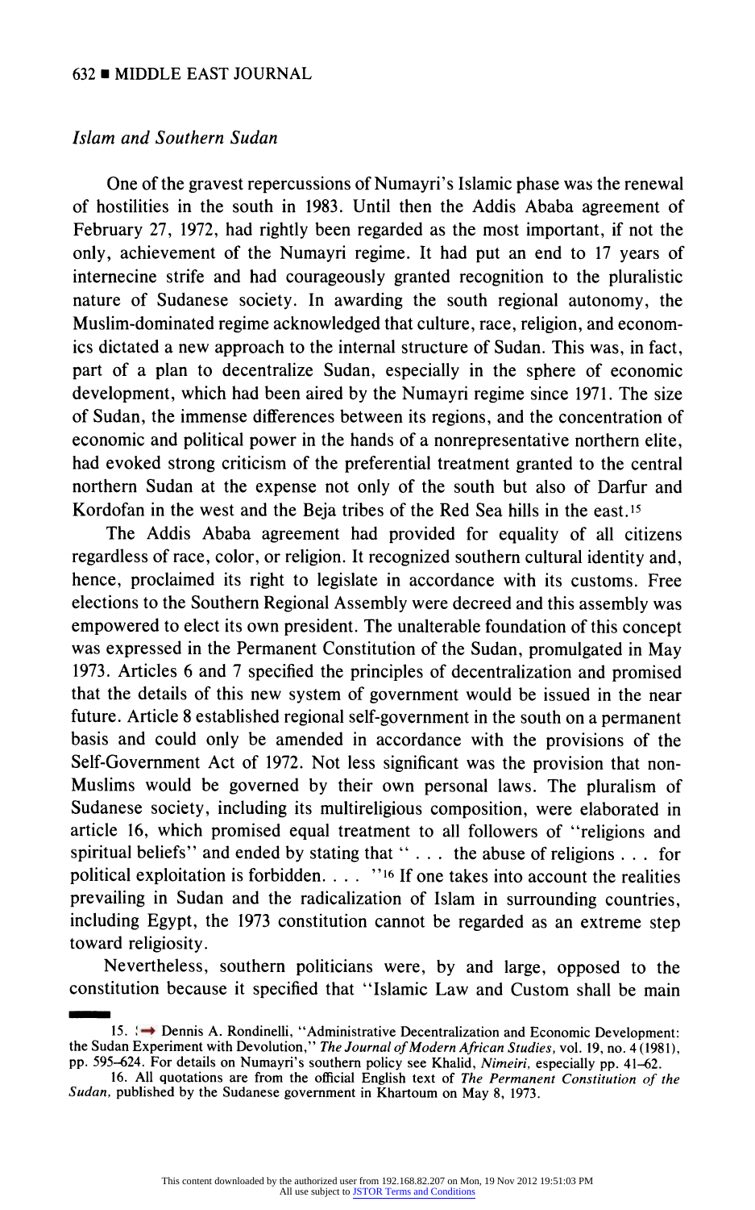### *Islam and Southern Sudan*

One of the gravest repercussions of Numayri's Islamic phase was the renewal of hostilities in the south in 1983. Until then the Addis Ababa agreement of February 27, 1972, had rightly been regarded as the most important, if not the only, achievement of the Numayri regime. It had put an end to 17 years of internecine strife and had courageously granted recognition to the pluralistic nature of Sudanese society. In awarding the south regional autonomy, the Muslim-dominated regime acknowledged that culture, race, religion, and economics dictated a new approach to the internal structure of Sudan. This was, in fact, part of a plan to decentralize Sudan, especially in the sphere of economic development, which had been aired by the Numayri regime since 1971. The size of Sudan, the immense differences between its regions, and the concentration of economic and political power in the hands of a nonrepresentative northern elite, had evoked strong criticism of the preferential treatment granted to the central northern Sudan at the expense not only of the south but also of Darfur and Kordofan in the west and the Beja tribes of the Red Sea hills in the east.[15]

The Addis Ababa agreement had provided for equality of all citizens regardless of race, color, or religion. It recognized southern cultural identity and, hence, proclaimed its right to legislate in accordance with its customs. Free elections to the Southern Regional Assembly were decreed and this assembly was empowered to elect its own president. The unalterable foundation of this concept was expressed in the Permanent Constitution of the Sudan, promulgated in May 1973. Articles 6 and 7 specified the principles of decentralization and promised that the details of this new system of government would be issued in the near future. Article 8 established regional self-government in the south on a permanent basis and could only be amended in accordance with the provisions of the Self-Government Act of 1972. Not less significant was the provision that non-Muslims would be governed by their own personal laws. The pluralism of Sudanese society, including its multireligious composition, were elaborated in article 16, which promised equal treatment to all followers of "religions and spiritual beliefs" and ended by stating that " . . . the abuse of religions . . . for political exploitation is forbidden. . . . "[16] If one takes into account the realities prevailing in Sudan and the radicalization of Islam in surrounding countries, including Egypt, the 1973 constitution cannot be regarded as an extreme step toward religiosity.

Nevertheless, southern politicians were, by and large, opposed to the constitution because it specified that "Islamic Law and Custom shall be main

---

15. Dennis A. Rondinelli, "Administrative Decentralization and Economic Development: the Sudan Experiment with Devolution," *The Journal of Modern African Studies*, vol. 19, no. 4 (1981), pp. 595–624. For details on Numayri's southern policy see Khalid, *Nimeiri*, especially pp. 41–62.

16. All quotations are from the official English text of *The Permanent Constitution of the Sudan*, published by the Sudanese government in Khartoum on May 8, 1973.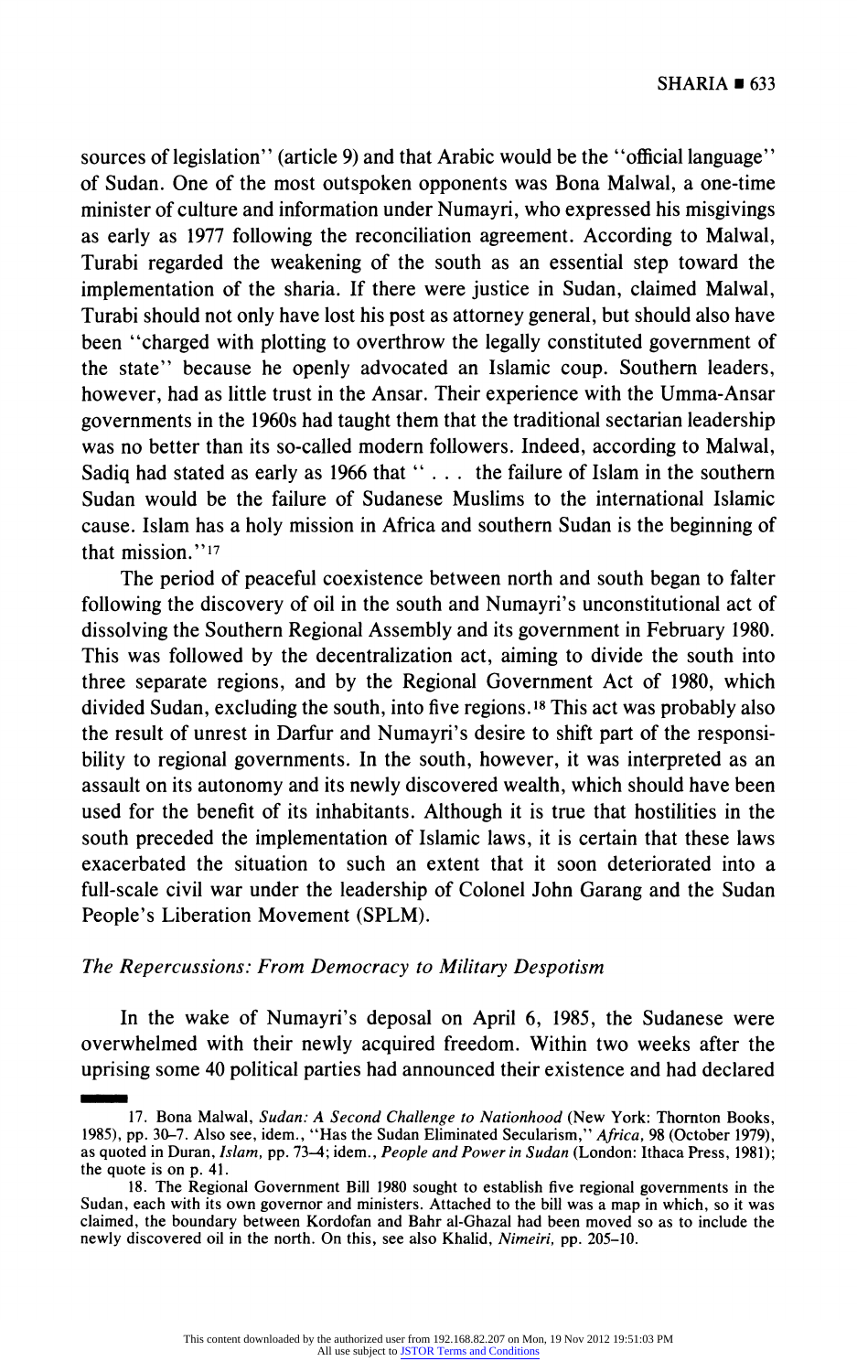sources of legislation'' (article 9) and that Arabic would be the ''official language'' of Sudan. One of the most outspoken opponents was Bona Malwal, a one-time minister of culture and information under Numayri, who expressed his misgivings as early as 1977 following the reconciliation agreement. According to Malwal, Turabi regarded the weakening of the south as an essential step toward the implementation of the sharia. If there were justice in Sudan, claimed Malwal, Turabi should not only have lost his post as attorney general, but should also have been ''charged with plotting to overthrow the legally constituted government of the state'' because he openly advocated an Islamic coup. Southern leaders, however, had as little trust in the Ansar. Their experience with the Umma-Ansar governments in the 1960s had taught them that the traditional sectarian leadership was no better than its so-called modern followers. Indeed, according to Malwal, Sadiq had stated as early as 1966 that '' . . . the failure of Islam in the southern Sudan would be the failure of Sudanese Muslims to the international Islamic cause. Islam has a holy mission in Africa and southern Sudan is the beginning of that mission.''[17]

The period of peaceful coexistence between north and south began to falter following the discovery of oil in the south and Numayri's unconstitutional act of dissolving the Southern Regional Assembly and its government in February 1980. This was followed by the decentralization act, aiming to divide the south into three separate regions, and by the Regional Government Act of 1980, which divided Sudan, excluding the south, into five regions.[18] This act was probably also the result of unrest in Darfur and Numayri's desire to shift part of the responsibility to regional governments. In the south, however, it was interpreted as an assault on its autonomy and its newly discovered wealth, which should have been used for the benefit of its inhabitants. Although it is true that hostilities in the south preceded the implementation of Islamic laws, it is certain that these laws exacerbated the situation to such an extent that it soon deteriorated into a full-scale civil war under the leadership of Colonel John Garang and the Sudan People's Liberation Movement (SPLM).

### *The Repercussions: From Democracy to Military Despotism*

In the wake of Numayri's deposal on April 6, 1985, the Sudanese were overwhelmed with their newly acquired freedom. Within two weeks after the uprising some 40 political parties had announced their existence and had declared

---

17. Bona Malwal, *Sudan: A Second Challenge to Nationhood* (New York: Thornton Books, 1985), pp. 30–7. Also see, idem., ''Has the Sudan Eliminated Secularism,'' *Africa*, 98 (October 1979), as quoted in Duran, *Islam*, pp. 73–4; idem., *People and Power in Sudan* (London: Ithaca Press, 1981); the quote is on p. 41.

18. The Regional Government Bill 1980 sought to establish five regional governments in the Sudan, each with its own governor and ministers. Attached to the bill was a map in which, so it was claimed, the boundary between Kordofan and Bahr al-Ghazal had been moved so as to include the newly discovered oil in the north. On this, see also Khalid, *Nimeiri*, pp. 205–10.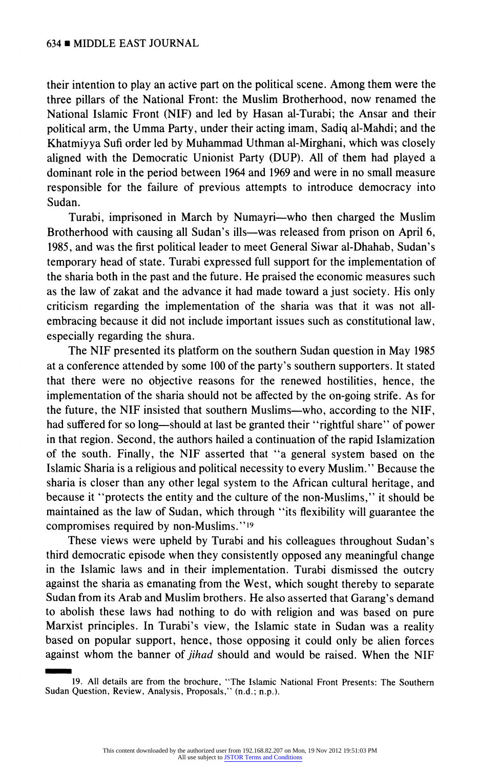their intention to play an active part on the political scene. Among them were the three pillars of the National Front: the Muslim Brotherhood, now renamed the National Islamic Front (NIF) and led by Hasan al-Turabi; the Ansar and their political arm, the Umma Party, under their acting imam, Sadiq al-Mahdi; and the Khatmiyya Sufi order led by Muhammad Uthman al-Mirghani, which was closely aligned with the Democratic Unionist Party (DUP). All of them had played a dominant role in the period between 1964 and 1969 and were in no small measure responsible for the failure of previous attempts to introduce democracy into Sudan.

Turabi, imprisoned in March by Numayri—who then charged the Muslim Brotherhood with causing all Sudan's ills—was released from prison on April 6, 1985, and was the first political leader to meet General Siwar al-Dhahab, Sudan's temporary head of state. Turabi expressed full support for the implementation of the sharia both in the past and the future. He praised the economic measures such as the law of zakat and the advance it had made toward a just society. His only criticism regarding the implementation of the sharia was that it was not all-embracing because it did not include important issues such as constitutional law, especially regarding the shura.

The NIF presented its platform on the southern Sudan question in May 1985 at a conference attended by some 100 of the party's southern supporters. It stated that there were no objective reasons for the renewed hostilities, hence, the implementation of the sharia should not be affected by the on-going strife. As for the future, the NIF insisted that southern Muslims—who, according to the NIF, had suffered for so long—should at last be granted their "rightful share" of power in that region. Second, the authors hailed a continuation of the rapid Islamization of the south. Finally, the NIF asserted that "a general system based on the Islamic Sharia is a religious and political necessity to every Muslim." Because the sharia is closer than any other legal system to the African cultural heritage, and because it "protects the entity and the culture of the non-Muslims," it should be maintained as the law of Sudan, which through "its flexibility will guarantee the compromises required by non-Muslims."[19]

These views were upheld by Turabi and his colleagues throughout Sudan's third democratic episode when they consistently opposed any meaningful change in the Islamic laws and in their implementation. Turabi dismissed the outcry against the sharia as emanating from the West, which sought thereby to separate Sudan from its Arab and Muslim brothers. He also asserted that Garang's demand to abolish these laws had nothing to do with religion and was based on pure Marxist principles. In Turabi's view, the Islamic state in Sudan was a reality based on popular support, hence, those opposing it could only be alien forces against whom the banner of *jihad* should and would be raised. When the NIF

19. All details are from the brochure, "The Islamic National Front Presents: The Southern Sudan Question, Review, Analysis, Proposals," (n.d.; n.p.).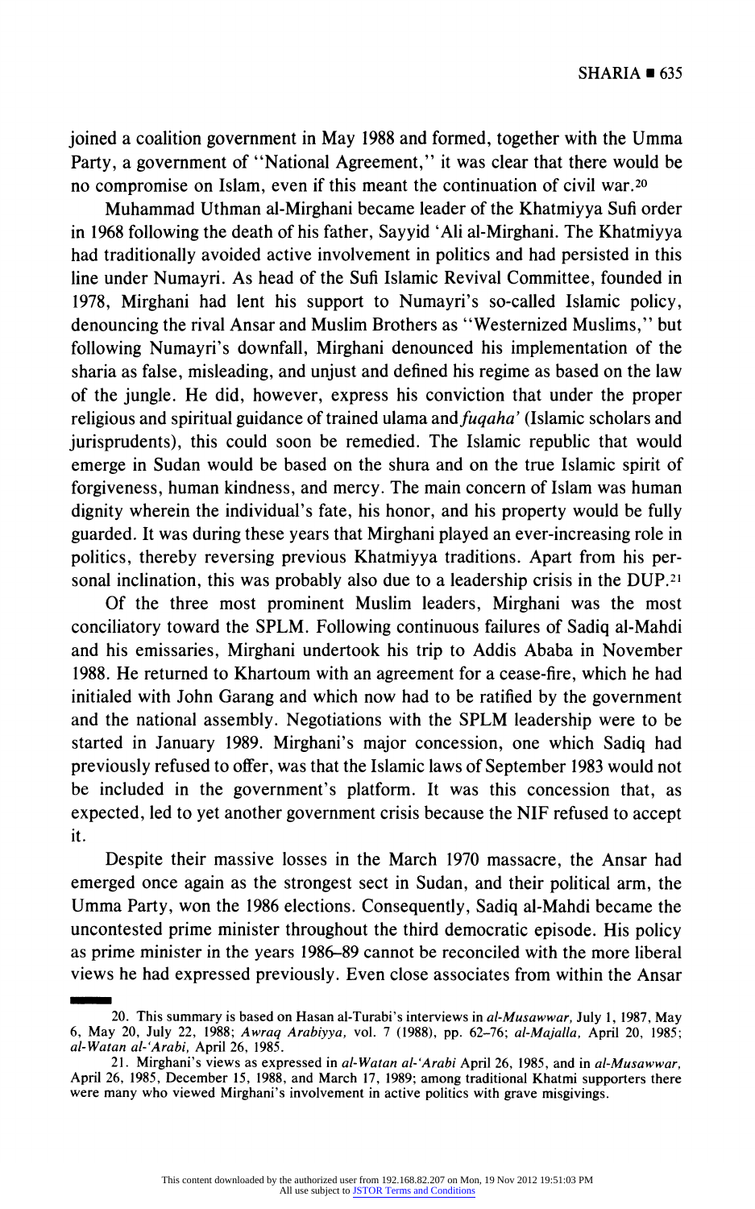joined a coalition government in May 1988 and formed, together with the Umma Party, a government of "National Agreement," it was clear that there would be no compromise on Islam, even if this meant the continuation of civil war.[20]

Muhammad Uthman al-Mirghani became leader of the Khatmiyya Sufi order in 1968 following the death of his father, Sayyid 'Ali al-Mirghani. The Khatmiyya had traditionally avoided active involvement in politics and had persisted in this line under Numayri. As head of the Sufi Islamic Revival Committee, founded in 1978, Mirghani had lent his support to Numayri's so-called Islamic policy, denouncing the rival Ansar and Muslim Brothers as "Westernized Muslims," but following Numayri's downfall, Mirghani denounced his implementation of the sharia as false, misleading, and unjust and defined his regime as based on the law of the jungle. He did, however, express his conviction that under the proper religious and spiritual guidance of trained ulama and *fuqaha'* (Islamic scholars and jurisprudents), this could soon be remedied. The Islamic republic that would emerge in Sudan would be based on the shura and on the true Islamic spirit of forgiveness, human kindness, and mercy. The main concern of Islam was human dignity wherein the individual's fate, his honor, and his property would be fully guarded. It was during these years that Mirghani played an ever-increasing role in politics, thereby reversing previous Khatmiyya traditions. Apart from his personal inclination, this was probably also due to a leadership crisis in the DUP.[21]

Of the three most prominent Muslim leaders, Mirghani was the most conciliatory toward the SPLM. Following continuous failures of Sadiq al-Mahdi and his emissaries, Mirghani undertook his trip to Addis Ababa in November 1988. He returned to Khartoum with an agreement for a cease-fire, which he had initialed with John Garang and which now had to be ratified by the government and the national assembly. Negotiations with the SPLM leadership were to be started in January 1989. Mirghani's major concession, one which Sadiq had previously refused to offer, was that the Islamic laws of September 1983 would not be included in the government's platform. It was this concession that, as expected, led to yet another government crisis because the NIF refused to accept it.

Despite their massive losses in the March 1970 massacre, the Ansar had emerged once again as the strongest sect in Sudan, and their political arm, the Umma Party, won the 1986 elections. Consequently, Sadiq al-Mahdi became the uncontested prime minister throughout the third democratic episode. His policy as prime minister in the years 1986–89 cannot be reconciled with the more liberal views he had expressed previously. Even close associates from within the Ansar

---

20. This summary is based on Hasan al-Turabi's interviews in *al-Musawwar,* July 1, 1987, May 6, May 20, July 22, 1988; *Awraq Arabiyya,* vol. 7 (1988), pp. 62–76; *al-Majalla,* April 20, 1985; *al-Watan al-'Arabi,* April 26, 1985.

21. Mirghani's views as expressed in *al-Watan al-'Arabi* April 26, 1985, and in *al-Musawwar,* April 26, 1985, December 15, 1988, and March 17, 1989; among traditional Khatmi supporters there were many who viewed Mirghani's involvement in active politics with grave misgivings.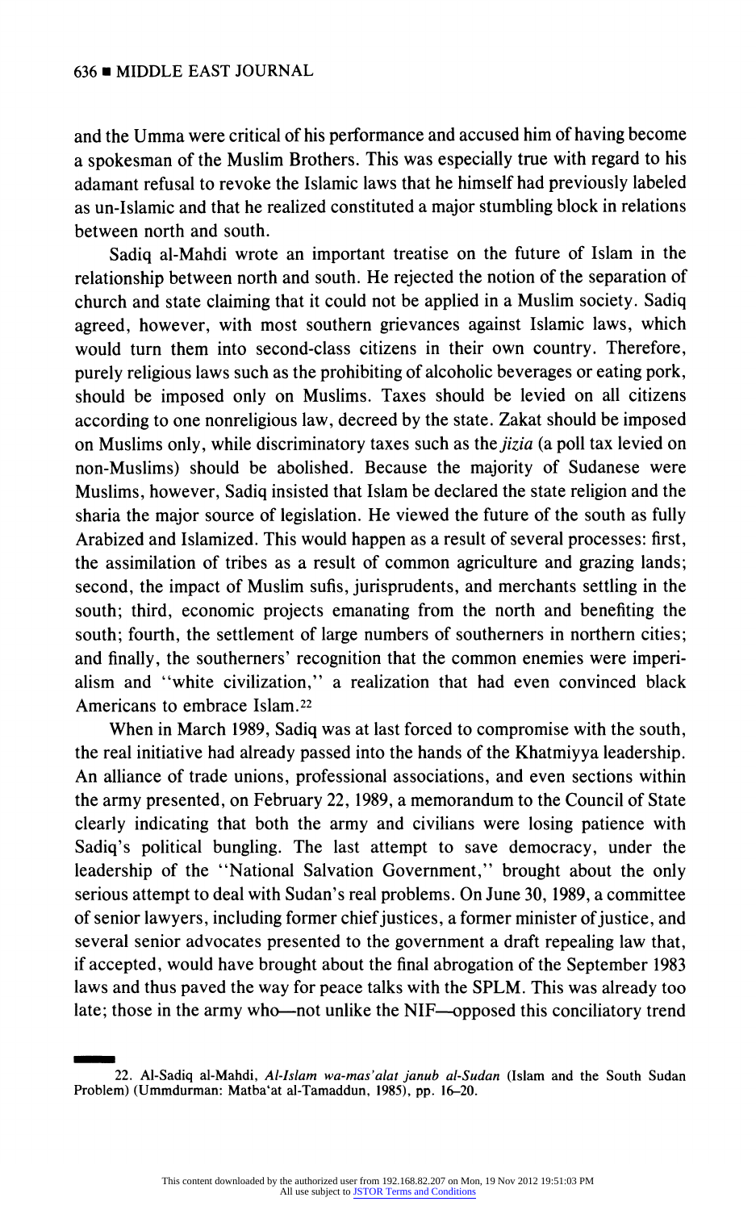and the Umma were critical of his performance and accused him of having become a spokesman of the Muslim Brothers. This was especially true with regard to his adamant refusal to revoke the Islamic laws that he himself had previously labeled as un-Islamic and that he realized constituted a major stumbling block in relations between north and south.

Sadiq al-Mahdi wrote an important treatise on the future of Islam in the relationship between north and south. He rejected the notion of the separation of church and state claiming that it could not be applied in a Muslim society. Sadiq agreed, however, with most southern grievances against Islamic laws, which would turn them into second-class citizens in their own country. Therefore, purely religious laws such as the prohibiting of alcoholic beverages or eating pork, should be imposed only on Muslims. Taxes should be levied on all citizens according to one nonreligious law, decreed by the state. Zakat should be imposed on Muslims only, while discriminatory taxes such as the *jizia* (a poll tax levied on non-Muslims) should be abolished. Because the majority of Sudanese were Muslims, however, Sadiq insisted that Islam be declared the state religion and the sharia the major source of legislation. He viewed the future of the south as fully Arabized and Islamized. This would happen as a result of several processes: first, the assimilation of tribes as a result of common agriculture and grazing lands; second, the impact of Muslim sufis, jurisprudents, and merchants settling in the south; third, economic projects emanating from the north and benefiting the south; fourth, the settlement of large numbers of southerners in northern cities; and finally, the southerners' recognition that the common enemies were imperialism and "white civilization," a realization that had even convinced black Americans to embrace Islam.[22]

When in March 1989, Sadiq was at last forced to compromise with the south, the real initiative had already passed into the hands of the Khatmiyya leadership. An alliance of trade unions, professional associations, and even sections within the army presented, on February 22, 1989, a memorandum to the Council of State clearly indicating that both the army and civilians were losing patience with Sadiq's political bungling. The last attempt to save democracy, under the leadership of the "National Salvation Government," brought about the only serious attempt to deal with Sudan's real problems. On June 30, 1989, a committee of senior lawyers, including former chief justices, a former minister of justice, and several senior advocates presented to the government a draft repealing law that, if accepted, would have brought about the final abrogation of the September 1983 laws and thus paved the way for peace talks with the SPLM. This was already too late; those in the army who—not unlike the NIF—opposed this conciliatory trend

22. Al-Sadiq al-Mahdi, *Al-Islam wa-mas'alat janub al-Sudan* (Islam and the South Sudan Problem) (Ummdurman: Matba'at al-Tamaddun, 1985), pp. 16–20.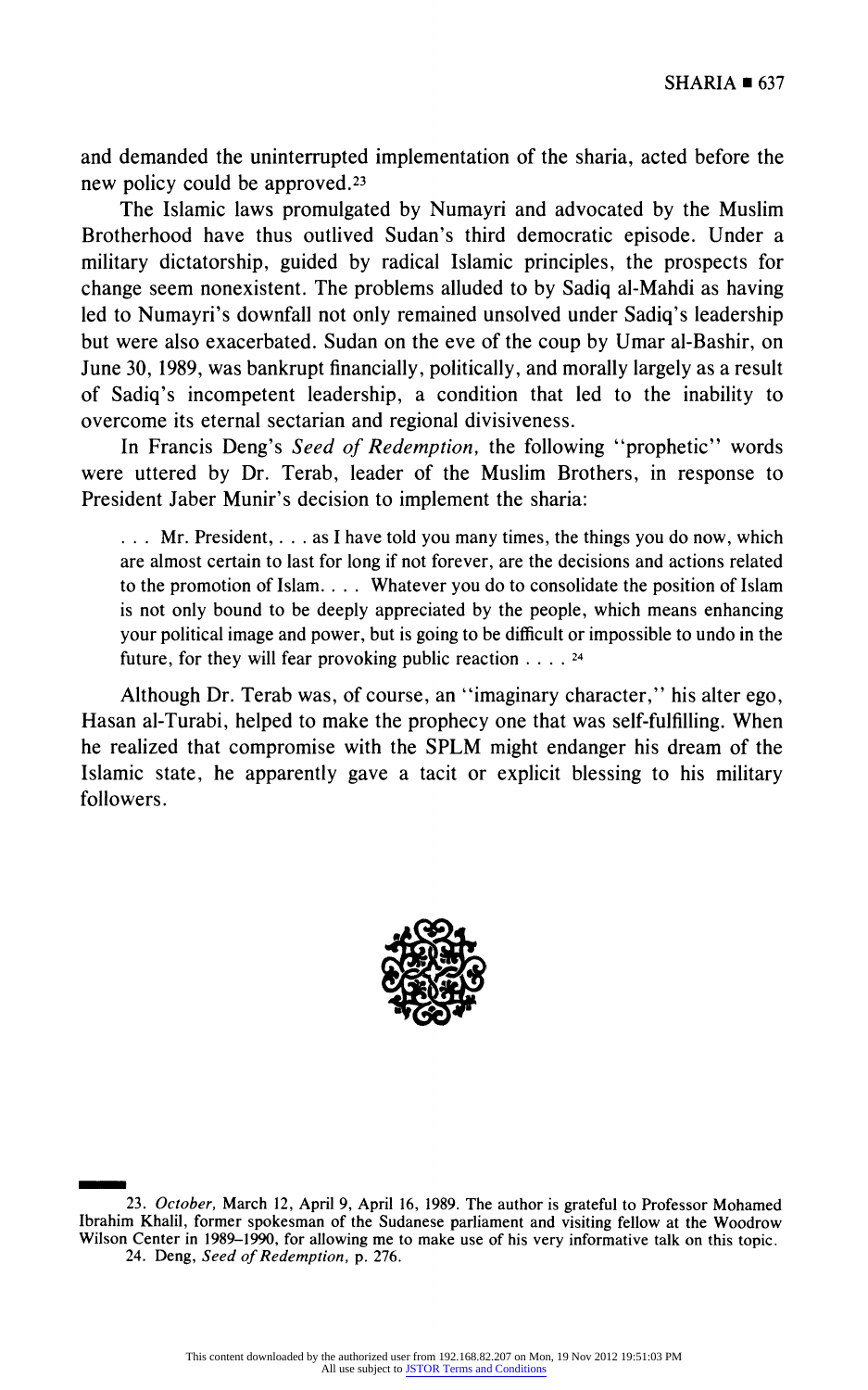and demanded the uninterrupted implementation of the sharia, acted before the new policy could be approved.[23]

The Islamic laws promulgated by Numayri and advocated by the Muslim Brotherhood have thus outlived Sudan's third democratic episode. Under a military dictatorship, guided by radical Islamic principles, the prospects for change seem nonexistent. The problems alluded to by Sadiq al-Mahdi as having led to Numayri's downfall not only remained unsolved under Sadiq's leadership but were also exacerbated. Sudan on the eve of the coup by Umar al-Bashir, on June 30, 1989, was bankrupt financially, politically, and morally largely as a result of Sadiq's incompetent leadership, a condition that led to the inability to overcome its eternal sectarian and regional divisiveness.

In Francis Deng's *Seed of Redemption*, the following "prophetic" words were uttered by Dr. Terab, leader of the Muslim Brothers, in response to President Jaber Munir's decision to implement the sharia:

> . . . Mr. President, . . . as I have told you many times, the things you do now, which are almost certain to last for long if not forever, are the decisions and actions related to the promotion of Islam. . . . Whatever you do to consolidate the position of Islam is not only bound to be deeply appreciated by the people, which means enhancing your political image and power, but is going to be difficult or impossible to undo in the future, for they will fear provoking public reaction . . . . [24]

Although Dr. Terab was, of course, an "imaginary character," his alter ego, Hasan al-Turabi, helped to make the prophecy one that was self-fulfilling. When he realized that compromise with the SPLM might endanger his dream of the Islamic state, he apparently gave a tacit or explicit blessing to his military followers.

---

23. *October*, March 12, April 9, April 16, 1989. The author is grateful to Professor Mohamed Ibrahim Khalil, former spokesman of the Sudanese parliament and visiting fellow at the Woodrow Wilson Center in 1989–1990, for allowing me to make use of his very informative talk on this topic.

24. Deng, *Seed of Redemption*, p. 276.